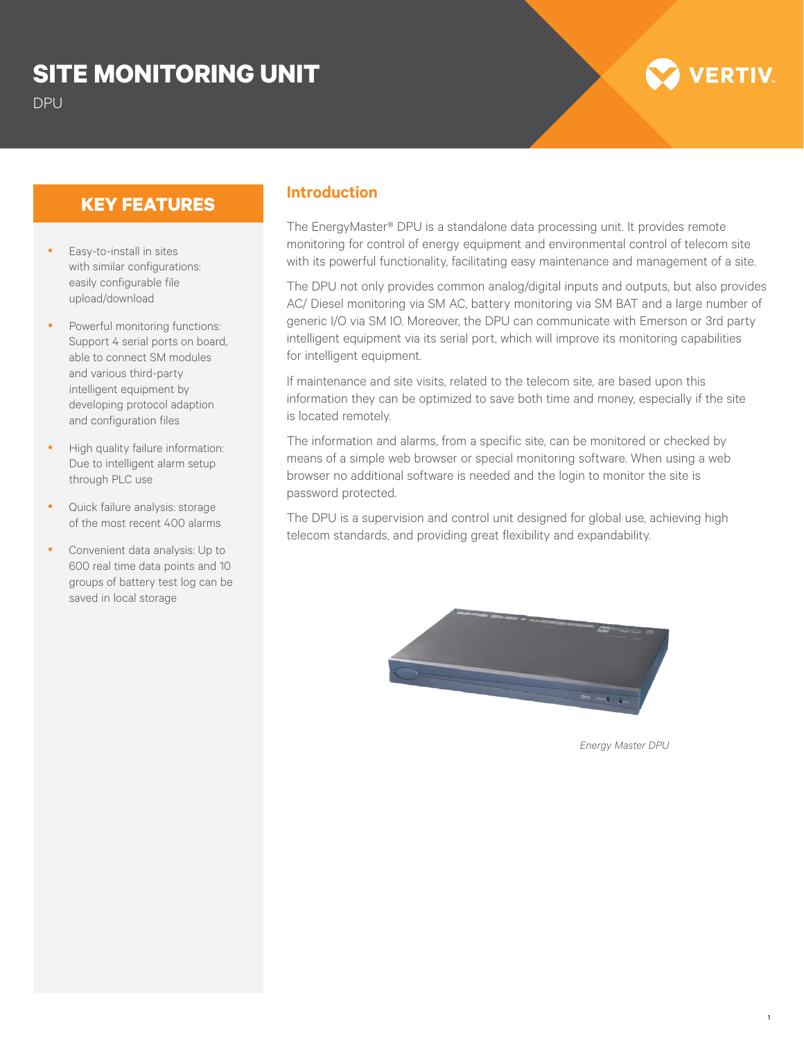# SITE MONITORING UNIT

DPU

## KEY FEATURES

- Easy-to-install in sites with similar configurations: easily configurable file upload/download
- Powerful monitoring functions: Support 4 serial ports on board, able to connect SM modules and various third-party intelligent equipment by developing protocol adaption and configuration files
- High quality failure information: Due to intelligent alarm setup through PLC use
- Quick failure analysis: storage of the most recent 400 alarms
- Convenient data analysis: Up to 600 real time data points and 10 groups of battery test log can be saved in local storage

## Introduction

The EnergyMaster® DPU is a standalone data processing unit. It provides remote monitoring for control of energy equipment and environmental control of telecom site with its powerful functionality, facilitating easy maintenance and management of a site.

The DPU not only provides common analog/digital inputs and outputs, but also provides AC/ Diesel monitoring via SM AC, battery monitoring via SM BAT and a large number of generic I/O via SM IO. Moreover, the DPU can communicate with Emerson or 3rd party intelligent equipment via its serial port, which will improve its monitoring capabilities for intelligent equipment.

If maintenance and site visits, related to the telecom site, are based upon this information they can be optimized to save both time and money, especially if the site is located remotely.

The information and alarms, from a specific site, can be monitored or checked by means of a simple web browser or special monitoring software. When using a web browser no additional software is needed and the login to monitor the site is password protected.

The DPU is a supervision and control unit designed for global use, achieving high telecom standards, and providing great flexibility and expandability.

*Energy Master DPU*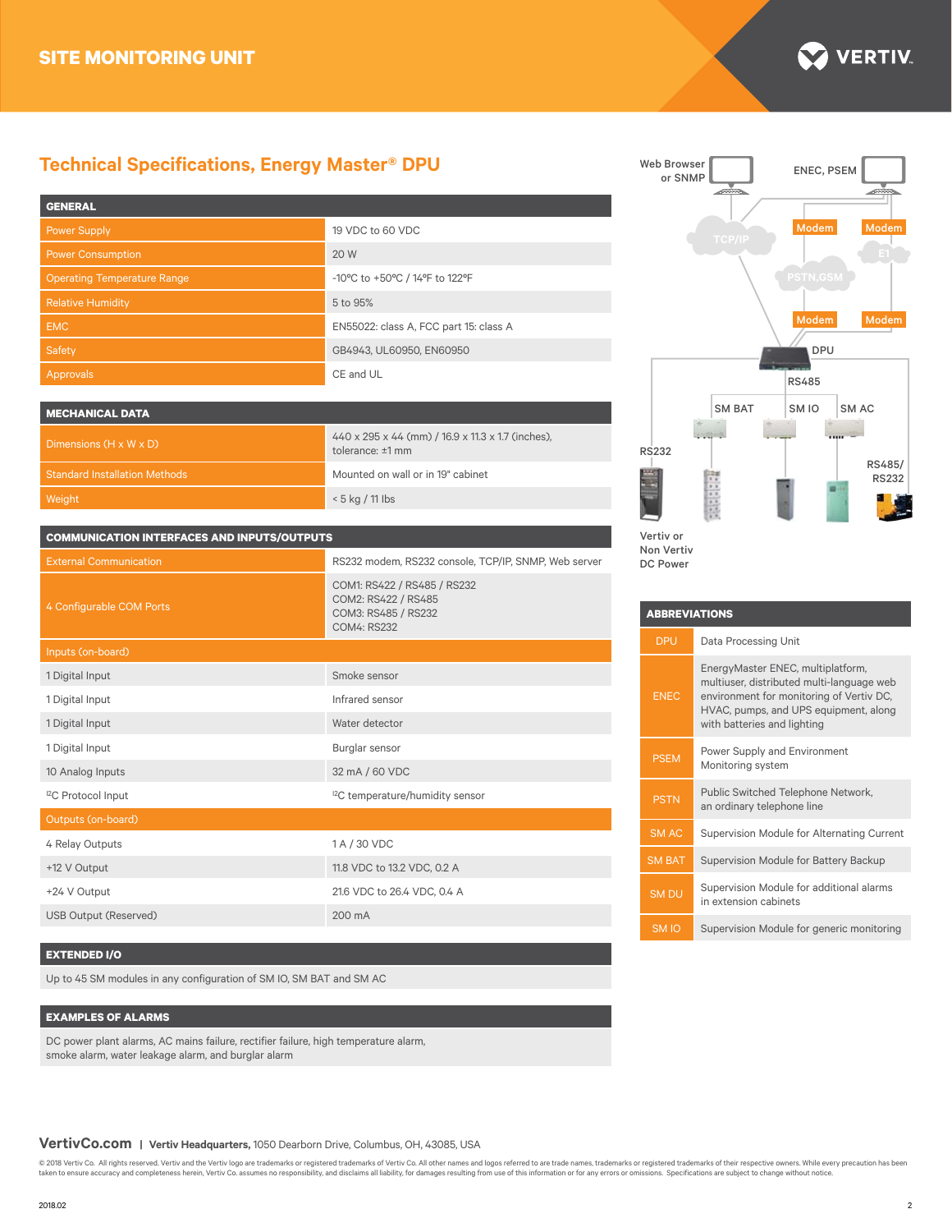# SITE MONITORING UNIT

## Technical Specifications, Energy Master® DPU

| GENERAL | |
|---|---|
| Power Supply | 19 VDC to 60 VDC |
| Power Consumption | 20 W |
| Operating Temperature Range | -10°C to +50°C / 14°F to 122°F |
| Relative Humidity | 5 to 95% |
| EMC | EN55022: class A, FCC part 15: class A |
| Safety | GB4943, UL60950, EN60950 |
| Approvals | CE and UL |

| MECHANICAL DATA | |
|---|---|
| Dimensions (H x W x D) | 440 x 295 x 44 (mm) / 16.9 x 11.3 x 1.7 (inches), tolerance: ±1 mm |
| Standard Installation Methods | Mounted on wall or in 19" cabinet |
| Weight | < 5 kg / 11 lbs |

| COMMUNICATION INTERFACES AND INPUTS/OUTPUTS | |
|---|---|
| External Communication | RS232 modem, RS232 console, TCP/IP, SNMP, Web server |
| 4 Configurable COM Ports | COM1: RS422 / RS485 / RS232<br>COM2: RS422 / RS485<br>COM3: RS485 / RS232<br>COM4: RS232 |
| **Inputs (on-board)** | |
| 1 Digital Input | Smoke sensor |
| 1 Digital Input | Infrared sensor |
| 1 Digital Input | Water detector |
| 1 Digital Input | Burglar sensor |
| 10 Analog Inputs | 32 mA / 60 VDC |
| I²C Protocol Input | I²C temperature/humidity sensor |
| **Outputs (on-board)** | |
| 4 Relay Outputs | 1 A / 30 VDC |
| +12 V Output | 11.8 VDC to 13.2 VDC, 0.2 A |
| +24 V Output | 21.6 VDC to 26.4 VDC, 0.4 A |
| USB Output (Reserved) | 200 mA |

### EXTENDED I/O

Up to 45 SM modules in any configuration of SM IO, SM BAT and SM AC

### EXAMPLES OF ALARMS

DC power plant alarms, AC mains failure, rectifier failure, high temperature alarm, smoke alarm, water leakage alarm, and burglar alarm

Web Browser or SNMP
ENEC, PSEM
TCP/IP
Modem
Modem
E1
PSTN,GSM
Modem
Modem
DPU
RS485
SM BAT
SM IO
SM AC
RS232
RS485/ RS232
Vertiv or Non Vertiv DC Power

| ABBREVIATIONS | |
|---|---|
| DPU | Data Processing Unit |
| ENEC | EnergyMaster ENEC, multiplatform, multiuser, distributed multi-language web environment for monitoring of Vertiv DC, HVAC, pumps, and UPS equipment, along with batteries and lighting |
| PSEM | Power Supply and Environment Monitoring system |
| PSTN | Public Switched Telephone Network, an ordinary telephone line |
| SM AC | Supervision Module for Alternating Current |
| SM BAT | Supervision Module for Battery Backup |
| SM DU | Supervision Module for additional alarms in extension cabinets |
| SM IO | Supervision Module for generic monitoring |

**VertivCo.com** | **Vertiv Headquarters,** 1050 Dearborn Drive, Columbus, OH, 43085, USA

© 2018 Vertiv Co. All rights reserved. Vertiv and the Vertiv logo are trademarks or registered trademarks of Vertiv Co. All other names and logos referred to are trade names, trademarks or registered trademarks of their respective owners. While every precaution has been taken to ensure accuracy and completeness herein, Vertiv Co. assumes no responsibility, and disclaims all liability, for damages resulting from use of this information or for any errors or omissions. Specifications are subject to change without notice.

2018.02